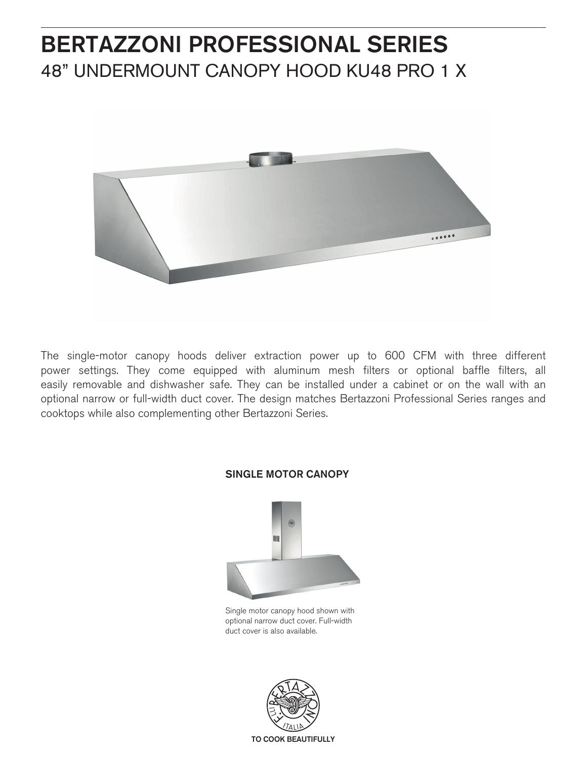# BERTAZZONI PROFESSIONAL SERIES

## 48" UNDERMOUNT CANOPY HOOD KU48 PRO 1 X

The single-motor canopy hoods deliver extraction power up to 600 CFM with three different power settings. They come equipped with aluminum mesh filters or optional baffle filters, all easily removable and dishwasher safe. They can be installed under a cabinet or on the wall with an optional narrow or full-width duct cover. The design matches Bertazzoni Professional Series ranges and cooktops while also complementing other Bertazzoni Series.

### SINGLE MOTOR CANOPY

Single motor canopy hood shown with optional narrow duct cover. Full-width duct cover is also available.

TO COOK BEAUTIFULLY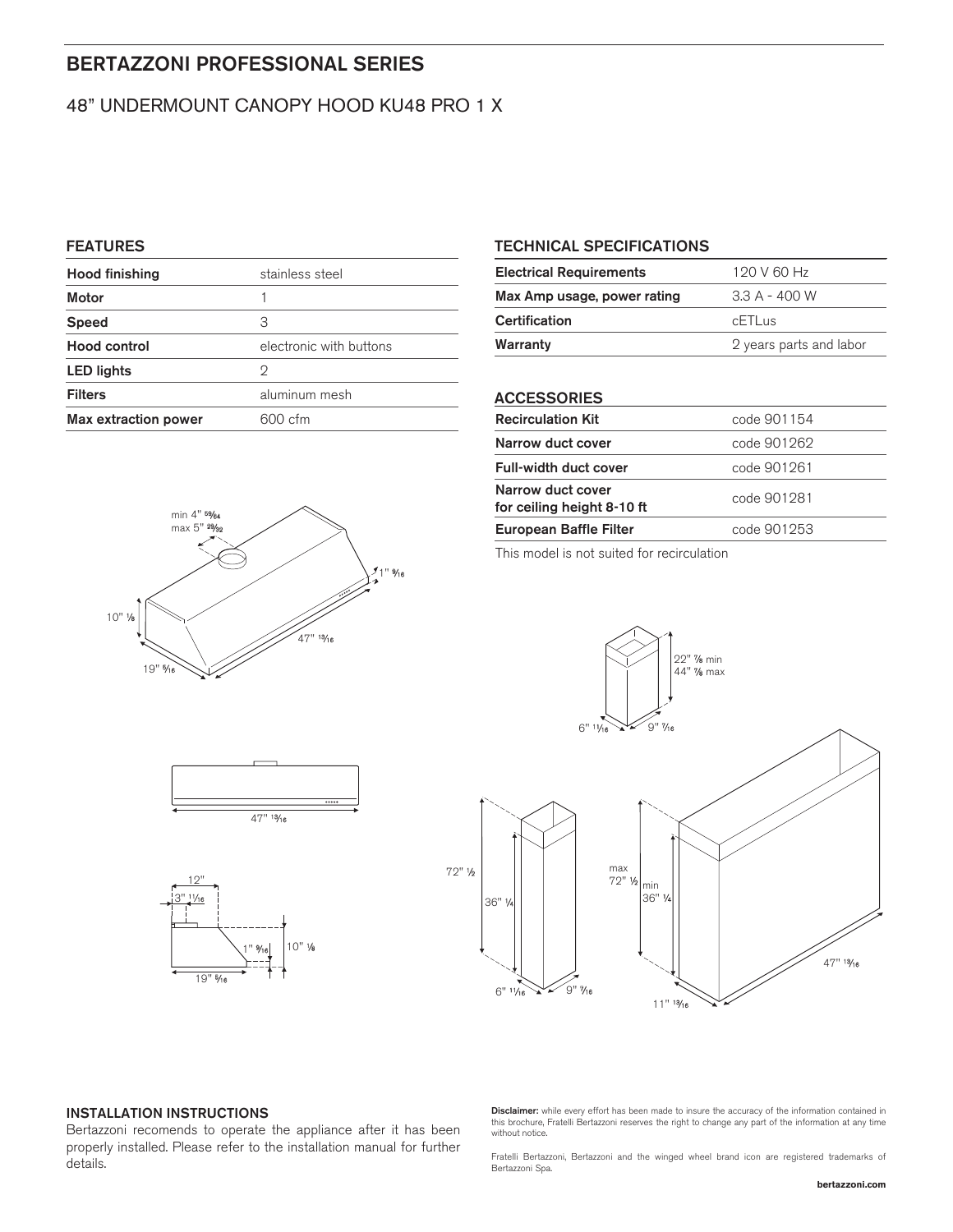# BERTAZZONI PROFESSIONAL SERIES

## 48" UNDERMOUNT CANOPY HOOD KU48 PRO 1 X

### FEATURES

| | |
|---|---|
| **Hood finishing** | stainless steel |
| **Motor** | 1 |
| **Speed** | 3 |
| **Hood control** | electronic with buttons |
| **LED lights** | 2 |
| **Filters** | aluminum mesh |
| **Max extraction power** | 600 cfm |

### TECHNICAL SPECIFICATIONS

| | |
|---|---|
| **Electrical Requirements** | 120 V 60 Hz |
| **Max Amp usage, power rating** | 3.3 A - 400 W |
| **Certification** | cETLus |
| **Warranty** | 2 years parts and labor |

### ACCESSORIES

| | |
|---|---|
| **Recirculation Kit** | code 901154 |
| **Narrow duct cover** | code 901262 |
| **Full-width duct cover** | code 901261 |
| **Narrow duct cover for ceiling height 8-10 ft** | code 901281 |
| **European Baffle Filter** | code 901253 |

This model is not suited for recirculation

min 4" 59/64
max 5" 29/32
1" 9/16
10" 1/8
47" 13/16
19" 5/16

47" 13/16

12"
3" 11/16
1" 9/16
10" 1/8
19" 5/16

22" 7/8 min
44" 7/8 max
6" 11/16
9" 7/16

72" 1/2
36" 1/4
6" 11/16
9" 7/16

max
72" 1/2
min
36" 1/4
47" 13/16
11" 13/16

### INSTALLATION INSTRUCTIONS

Bertazzoni recomends to operate the appliance after it has been properly installed. Please refer to the installation manual for further details.

**Disclaimer:** while every effort has been made to insure the accuracy of the information contained in this brochure, Fratelli Bertazzoni reserves the right to change any part of the information at any time without notice.

Fratelli Bertazzoni, Bertazzoni and the winged wheel brand icon are registered trademarks of Bertazzoni Spa.

**bertazzoni.com**